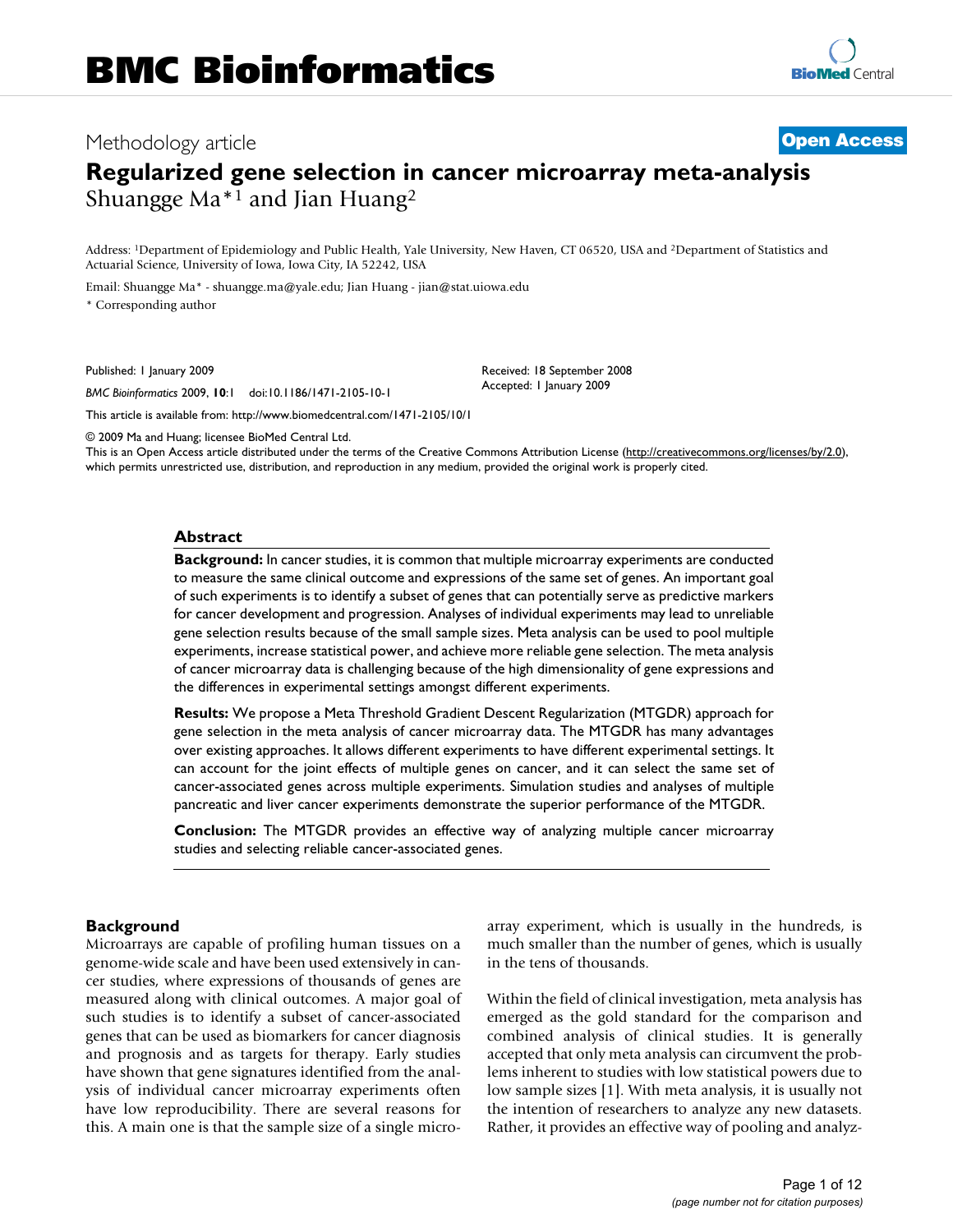# BMC Bioinformatics

Methodology article

**Open Access**

# Regularized gene selection in cancer microarray meta-analysis

Shuangge Ma*[1] and Jian Huang[2]

Address: [1]Department of Epidemiology and Public Health, Yale University, New Haven, CT 06520, USA and [2]Department of Statistics and Actuarial Science, University of Iowa, Iowa City, IA 52242, USA

Email: Shuangge Ma* - shuangge.ma@yale.edu; Jian Huang - jian@stat.uiowa.edu

* Corresponding author

Published: 1 January 2009

*BMC Bioinformatics* 2009, **10**:1 doi:10.1186/1471-2105-10-1

Received: 18 September 2008
Accepted: 1 January 2009

This article is available from: http://www.biomedcentral.com/1471-2105/10/1

© 2009 Ma and Huang; licensee BioMed Central Ltd.
This is an Open Access article distributed under the terms of the Creative Commons Attribution License (http://creativecommons.org/licenses/by/2.0), which permits unrestricted use, distribution, and reproduction in any medium, provided the original work is properly cited.

## Abstract

**Background:** In cancer studies, it is common that multiple microarray experiments are conducted to measure the same clinical outcome and expressions of the same set of genes. An important goal of such experiments is to identify a subset of genes that can potentially serve as predictive markers for cancer development and progression. Analyses of individual experiments may lead to unreliable gene selection results because of the small sample sizes. Meta analysis can be used to pool multiple experiments, increase statistical power, and achieve more reliable gene selection. The meta analysis of cancer microarray data is challenging because of the high dimensionality of gene expressions and the differences in experimental settings amongst different experiments.

**Results:** We propose a Meta Threshold Gradient Descent Regularization (MTGDR) approach for gene selection in the meta analysis of cancer microarray data. The MTGDR has many advantages over existing approaches. It allows different experiments to have different experimental settings. It can account for the joint effects of multiple genes on cancer, and it can select the same set of cancer-associated genes across multiple experiments. Simulation studies and analyses of multiple pancreatic and liver cancer experiments demonstrate the superior performance of the MTGDR.

**Conclusion:** The MTGDR provides an effective way of analyzing multiple cancer microarray studies and selecting reliable cancer-associated genes.

## Background

Microarrays are capable of profiling human tissues on a genome-wide scale and have been used extensively in cancer studies, where expressions of thousands of genes are measured along with clinical outcomes. A major goal of such studies is to identify a subset of cancer-associated genes that can be used as biomarkers for cancer diagnosis and prognosis and as targets for therapy. Early studies have shown that gene signatures identified from the analysis of individual cancer microarray experiments often have low reproducibility. There are several reasons for this. A main one is that the sample size of a single microarray experiment, which is usually in the hundreds, is much smaller than the number of genes, which is usually in the tens of thousands.

Within the field of clinical investigation, meta analysis has emerged as the gold standard for the comparison and combined analysis of clinical studies. It is generally accepted that only meta analysis can circumvent the problems inherent to studies with low statistical powers due to low sample sizes [1]. With meta analysis, it is usually not the intention of researchers to analyze any new datasets. Rather, it provides an effective way of pooling and analyz-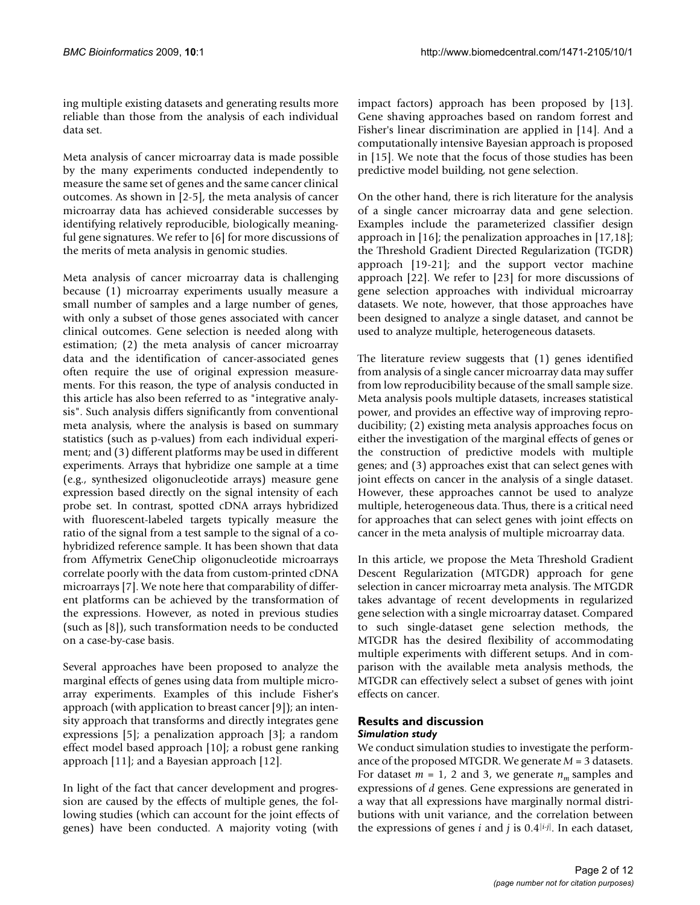ing multiple existing datasets and generating results more reliable than those from the analysis of each individual data set.

Meta analysis of cancer microarray data is made possible by the many experiments conducted independently to measure the same set of genes and the same cancer clinical outcomes. As shown in [2-5], the meta analysis of cancer microarray data has achieved considerable successes by identifying relatively reproducible, biologically meaningful gene signatures. We refer to [6] for more discussions of the merits of meta analysis in genomic studies.

Meta analysis of cancer microarray data is challenging because (1) microarray experiments usually measure a small number of samples and a large number of genes, with only a subset of those genes associated with cancer clinical outcomes. Gene selection is needed along with estimation; (2) the meta analysis of cancer microarray data and the identification of cancer-associated genes often require the use of original expression measurements. For this reason, the type of analysis conducted in this article has also been referred to as "integrative analysis". Such analysis differs significantly from conventional meta analysis, where the analysis is based on summary statistics (such as p-values) from each individual experiment; and (3) different platforms may be used in different experiments. Arrays that hybridize one sample at a time (e.g., synthesized oligonucleotide arrays) measure gene expression based directly on the signal intensity of each probe set. In contrast, spotted cDNA arrays hybridized with fluorescent-labeled targets typically measure the ratio of the signal from a test sample to the signal of a co-hybridized reference sample. It has been shown that data from Affymetrix GeneChip oligonucleotide microarrays correlate poorly with the data from custom-printed cDNA microarrays [7]. We note here that comparability of different platforms can be achieved by the transformation of the expressions. However, as noted in previous studies (such as [8]), such transformation needs to be conducted on a case-by-case basis.

Several approaches have been proposed to analyze the marginal effects of genes using data from multiple microarray experiments. Examples of this include Fisher's approach (with application to breast cancer [9]); an intensity approach that transforms and directly integrates gene expressions [5]; a penalization approach [3]; a random effect model based approach [10]; a robust gene ranking approach [11]; and a Bayesian approach [12].

In light of the fact that cancer development and progression are caused by the effects of multiple genes, the following studies (which can account for the joint effects of genes) have been conducted. A majority voting (with impact factors) approach has been proposed by [13]. Gene shaving approaches based on random forrest and Fisher's linear discrimination are applied in [14]. And a computationally intensive Bayesian approach is proposed in [15]. We note that the focus of those studies has been predictive model building, not gene selection.

On the other hand, there is rich literature for the analysis of a single cancer microarray data and gene selection. Examples include the parameterized classifier design approach in [16]; the penalization approaches in [17,18]; the Threshold Gradient Directed Regularization (TGDR) approach [19-21]; and the support vector machine approach [22]. We refer to [23] for more discussions of gene selection approaches with individual microarray datasets. We note, however, that those approaches have been designed to analyze a single dataset, and cannot be used to analyze multiple, heterogeneous datasets.

The literature review suggests that (1) genes identified from analysis of a single cancer microarray data may suffer from low reproducibility because of the small sample size. Meta analysis pools multiple datasets, increases statistical power, and provides an effective way of improving reproducibility; (2) existing meta analysis approaches focus on either the investigation of the marginal effects of genes or the construction of predictive models with multiple genes; and (3) approaches exist that can select genes with joint effects on cancer in the analysis of a single dataset. However, these approaches cannot be used to analyze multiple, heterogeneous data. Thus, there is a critical need for approaches that can select genes with joint effects on cancer in the meta analysis of multiple microarray data.

In this article, we propose the Meta Threshold Gradient Descent Regularization (MTGDR) approach for gene selection in cancer microarray meta analysis. The MTGDR takes advantage of recent developments in regularized gene selection with a single microarray dataset. Compared to such single-dataset gene selection methods, the MTGDR has the desired flexibility of accommodating multiple experiments with different setups. And in comparison with the available meta analysis methods, the MTGDR can effectively select a subset of genes with joint effects on cancer.

## Results and discussion

### *Simulation study*

We conduct simulation studies to investigate the performance of the proposed MTGDR. We generate $M = 3$ datasets. For dataset $m = 1$, 2 and 3, we generate $n_m$ samples and expressions of $d$ genes. Gene expressions are generated in a way that all expressions have marginally normal distributions with unit variance, and the correlation between the expressions of genes $i$ and $j$ is $0.4^{|i-j|}$. In each dataset,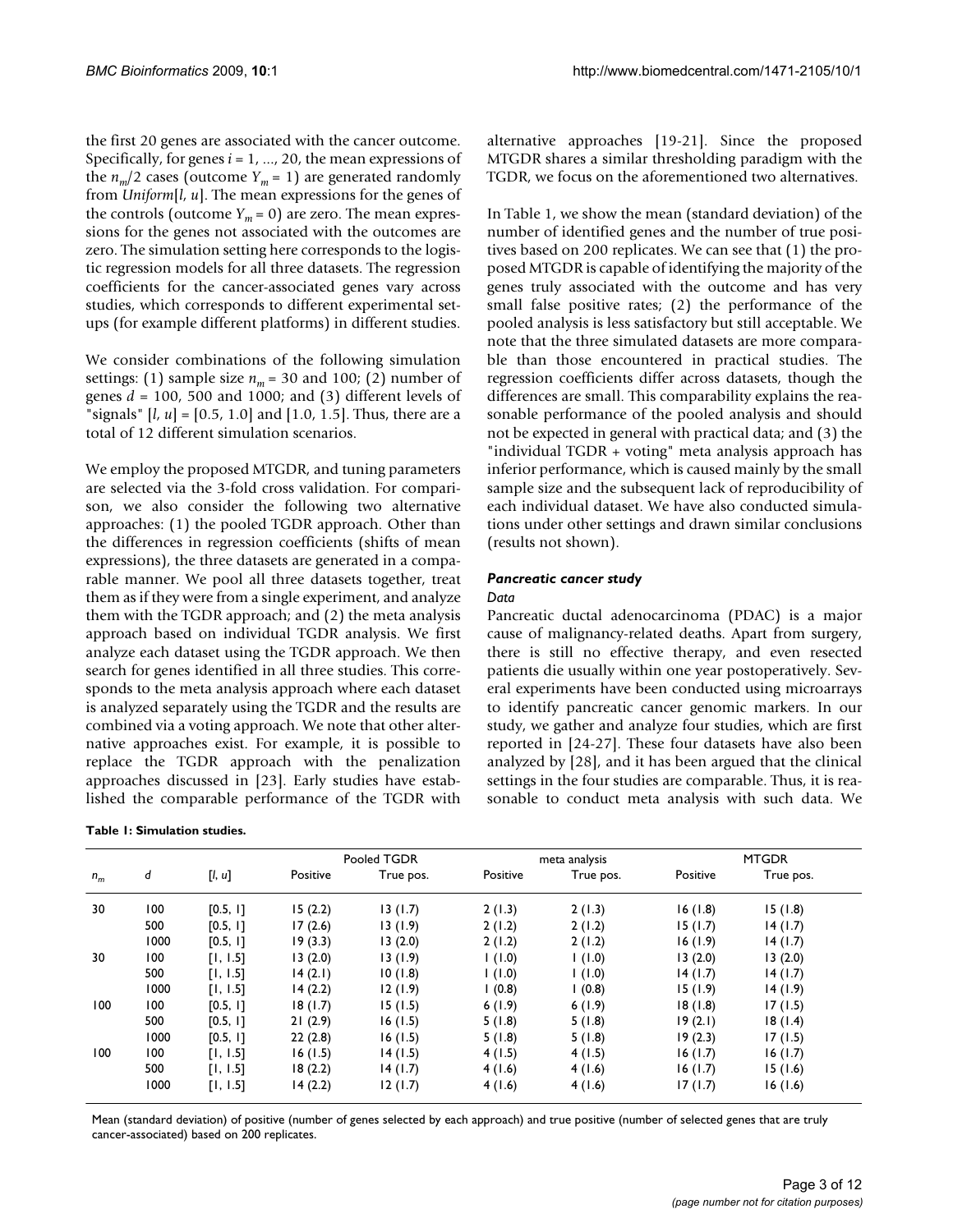the first 20 genes are associated with the cancer outcome. Specifically, for genes $i = 1, ..., 20$, the mean expressions of the $n_m/2$ cases (outcome $Y_m = 1$) are generated randomly from *Uniform*$[l, u]$. The mean expressions for the genes of the controls (outcome $Y_m = 0$) are zero. The mean expressions for the genes not associated with the outcomes are zero. The simulation setting here corresponds to the logistic regression models for all three datasets. The regression coefficients for the cancer-associated genes vary across studies, which corresponds to different experimental setups (for example different platforms) in different studies.

We consider combinations of the following simulation settings: (1) sample size $n_m = 30$ and 100; (2) number of genes $d = 100$, 500 and 1000; and (3) different levels of "signals" $[l, u] = [0.5, 1.0]$ and $[1.0, 1.5]$. Thus, there are a total of 12 different simulation scenarios.

We employ the proposed MTGDR, and tuning parameters are selected via the 3-fold cross validation. For comparison, we also consider the following two alternative approaches: (1) the pooled TGDR approach. Other than the differences in regression coefficients (shifts of mean expressions), the three datasets are generated in a comparable manner. We pool all three datasets together, treat them as if they were from a single experiment, and analyze them with the TGDR approach; and (2) the meta analysis approach based on individual TGDR analysis. We first analyze each dataset using the TGDR approach. We then search for genes identified in all three studies. This corresponds to the meta analysis approach where each dataset is analyzed separately using the TGDR and the results are combined via a voting approach. We note that other alternative approaches exist. For example, it is possible to replace the TGDR approach with the penalization approaches discussed in [23]. Early studies have established the comparable performance of the TGDR with alternative approaches [19-21]. Since the proposed MTGDR shares a similar thresholding paradigm with the TGDR, we focus on the aforementioned two alternatives.

In Table 1, we show the mean (standard deviation) of the number of identified genes and the number of true positives based on 200 replicates. We can see that (1) the proposed MTGDR is capable of identifying the majority of the genes truly associated with the outcome and has very small false positive rates; (2) the performance of the pooled analysis is less satisfactory but still acceptable. We note that the three simulated datasets are more comparable than those encountered in practical studies. The regression coefficients differ across datasets, though the differences are small. This comparability explains the reasonable performance of the pooled analysis and should not be expected in general with practical data; and (3) the "individual TGDR + voting" meta analysis approach has inferior performance, which is caused mainly by the small sample size and the subsequent lack of reproducibility of each individual dataset. We have also conducted simulations under other settings and drawn similar conclusions (results not shown).

### *Pancreatic cancer study*

#### *Data*

Pancreatic ductal adenocarcinoma (PDAC) is a major cause of malignancy-related deaths. Apart from surgery, there is still no effective therapy, and even resected patients die usually within one year postoperatively. Several experiments have been conducted using microarrays to identify pancreatic cancer genomic markers. In our study, we gather and analyze four studies, which are first reported in [24-27]. These four datasets have also been analyzed by [28], and it has been argued that the clinical settings in the four studies are comparable. Thus, it is reasonable to conduct meta analysis with such data. We

**Table 1: Simulation studies.**

| | | | Pooled TGDR | | meta analysis | | MTGDR | |
|---|---|---|---|---|---|---|---|---|
| $n_m$ | $d$ | $[l, u]$ | Positive | True pos. | Positive | True pos. | Positive | True pos. |
| 30 | 100 | [0.5, 1] | 15 (2.2) | 13 (1.7) | 2 (1.3) | 2 (1.3) | 16 (1.8) | 15 (1.8) |
| | 500 | [0.5, 1] | 17 (2.6) | 13 (1.9) | 2 (1.2) | 2 (1.2) | 15 (1.7) | 14 (1.7) |
| | 1000 | [0.5, 1] | 19 (3.3) | 13 (2.0) | 2 (1.2) | 2 (1.2) | 16 (1.9) | 14 (1.7) |
| 30 | 100 | [1, 1.5] | 13 (2.0) | 13 (1.9) | 1 (1.0) | 1 (1.0) | 13 (2.0) | 13 (2.0) |
| | 500 | [1, 1.5] | 14 (2.1) | 10 (1.8) | 1 (1.0) | 1 (1.0) | 14 (1.7) | 14 (1.7) |
| | 1000 | [1, 1.5] | 14 (2.2) | 12 (1.9) | 1 (0.8) | 1 (0.8) | 15 (1.9) | 14 (1.9) |
| 100 | 100 | [0.5, 1] | 18 (1.7) | 15 (1.5) | 6 (1.9) | 6 (1.9) | 18 (1.8) | 17 (1.5) |
| | 500 | [0.5, 1] | 21 (2.9) | 16 (1.5) | 5 (1.8) | 5 (1.8) | 19 (2.1) | 18 (1.4) |
| | 1000 | [0.5, 1] | 22 (2.8) | 16 (1.5) | 5 (1.8) | 5 (1.8) | 19 (2.3) | 17 (1.5) |
| 100 | 100 | [1, 1.5] | 16 (1.5) | 14 (1.5) | 4 (1.5) | 4 (1.5) | 16 (1.7) | 16 (1.7) |
| | 500 | [1, 1.5] | 18 (2.2) | 14 (1.7) | 4 (1.6) | 4 (1.6) | 16 (1.7) | 15 (1.6) |
| | 1000 | [1, 1.5] | 14 (2.2) | 12 (1.7) | 4 (1.6) | 4 (1.6) | 17 (1.7) | 16 (1.6) |

Mean (standard deviation) of positive (number of genes selected by each approach) and true positive (number of selected genes that are truly cancer-associated) based on 200 replicates.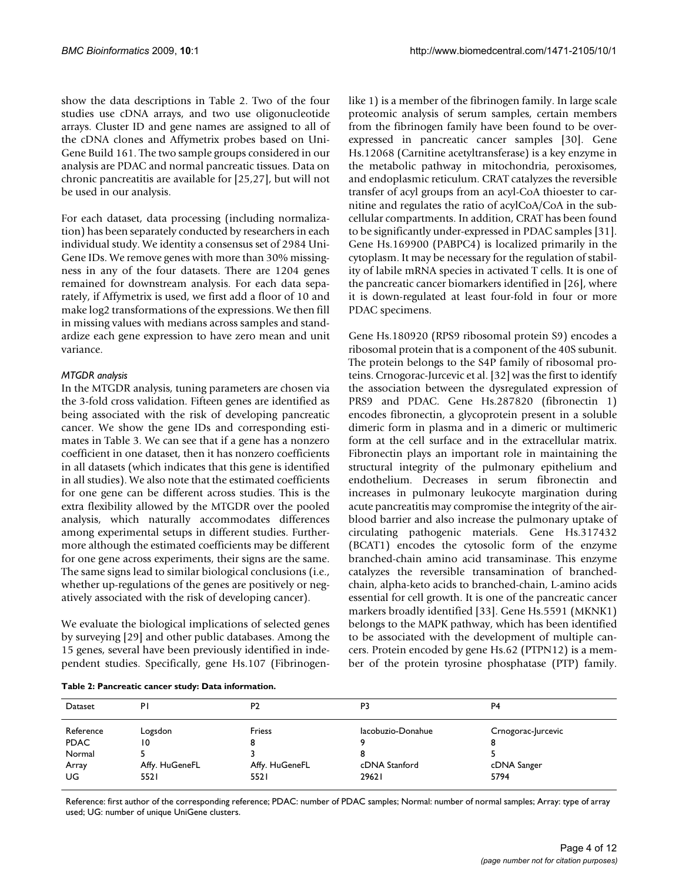show the data descriptions in Table 2. Two of the four studies use cDNA arrays, and two use oligonucleotide arrays. Cluster ID and gene names are assigned to all of the cDNA clones and Affymetrix probes based on UniGene Build 161. The two sample groups considered in our analysis are PDAC and normal pancreatic tissues. Data on chronic pancreatitis are available for [25,27], but will not be used in our analysis.

For each dataset, data processing (including normalization) has been separately conducted by researchers in each individual study. We identity a consensus set of 2984 UniGene IDs. We remove genes with more than 30% missingness in any of the four datasets. There are 1204 genes remained for downstream analysis. For each data separately, if Affymetrix is used, we first add a floor of 10 and make log2 transformations of the expressions. We then fill in missing values with medians across samples and standardize each gene expression to have zero mean and unit variance.

### *MTGDR analysis*

In the MTGDR analysis, tuning parameters are chosen via the 3-fold cross validation. Fifteen genes are identified as being associated with the risk of developing pancreatic cancer. We show the gene IDs and corresponding estimates in Table 3. We can see that if a gene has a nonzero coefficient in one dataset, then it has nonzero coefficients in all datasets (which indicates that this gene is identified in all studies). We also note that the estimated coefficients for one gene can be different across studies. This is the extra flexibility allowed by the MTGDR over the pooled analysis, which naturally accommodates differences among experimental setups in different studies. Furthermore although the estimated coefficients may be different for one gene across experiments, their signs are the same. The same signs lead to similar biological conclusions (i.e., whether up-regulations of the genes are positively or negatively associated with the risk of developing cancer).

We evaluate the biological implications of selected genes by surveying [29] and other public databases. Among the 15 genes, several have been previously identified in independent studies. Specifically, gene Hs.107 (Fibrinogen-like 1) is a member of the fibrinogen family. In large scale proteomic analysis of serum samples, certain members from the fibrinogen family have been found to be over-expressed in pancreatic cancer samples [30]. Gene Hs.12068 (Carnitine acetyltransferase) is a key enzyme in the metabolic pathway in mitochondria, peroxisomes, and endoplasmic reticulum. CRAT catalyzes the reversible transfer of acyl groups from an acyl-CoA thioester to carnitine and regulates the ratio of acylCoA/CoA in the subcellular compartments. In addition, CRAT has been found to be significantly under-expressed in PDAC samples [31]. Gene Hs.169900 (PABPC4) is localized primarily in the cytoplasm. It may be necessary for the regulation of stability of labile mRNA species in activated T cells. It is one of the pancreatic cancer biomarkers identified in [26], where it is down-regulated at least four-fold in four or more PDAC specimens.

Gene Hs.180920 (RPS9 ribosomal protein S9) encodes a ribosomal protein that is a component of the 40S subunit. The protein belongs to the S4P family of ribosomal proteins. Crnogorac-Jurcevic et al. [32] was the first to identify the association between the dysregulated expression of PRS9 and PDAC. Gene Hs.287820 (fibronectin 1) encodes fibronectin, a glycoprotein present in a soluble dimeric form in plasma and in a dimeric or multimeric form at the cell surface and in the extracellular matrix. Fibronectin plays an important role in maintaining the structural integrity of the pulmonary epithelium and endothelium. Decreases in serum fibronectin and increases in pulmonary leukocyte margination during acute pancreatitis may compromise the integrity of the air-blood barrier and also increase the pulmonary uptake of circulating pathogenic materials. Gene Hs.317432 (BCAT1) encodes the cytosolic form of the enzyme branched-chain amino acid transaminase. This enzyme catalyzes the reversible transamination of branched-chain, alpha-keto acids to branched-chain, L-amino acids essential for cell growth. It is one of the pancreatic cancer markers broadly identified [33]. Gene Hs.5591 (MKNK1) belongs to the MAPK pathway, which has been identified to be associated with the development of multiple cancers. Protein encoded by gene Hs.62 (PTPN12) is a member of the protein tyrosine phosphatase (PTP) family.

**Table 2: Pancreatic cancer study: Data information.**

| Dataset | P1 | P2 | P3 | P4 |
|---|---|---|---|---|
| Reference | Logsdon | Friess | Iacobuzio-Donahue | Crnogorac-Jurcevic |
| PDAC | 10 | 8 | 9 | 8 |
| Normal | 5 | 3 | 8 | 5 |
| Array | Affy. HuGeneFL | Affy. HuGeneFL | cDNA Stanford | cDNA Sanger |
| UG | 5521 | 5521 | 29621 | 5794 |

Reference: first author of the corresponding reference; PDAC: number of PDAC samples; Normal: number of normal samples; Array: type of array used; UG: number of unique UniGene clusters.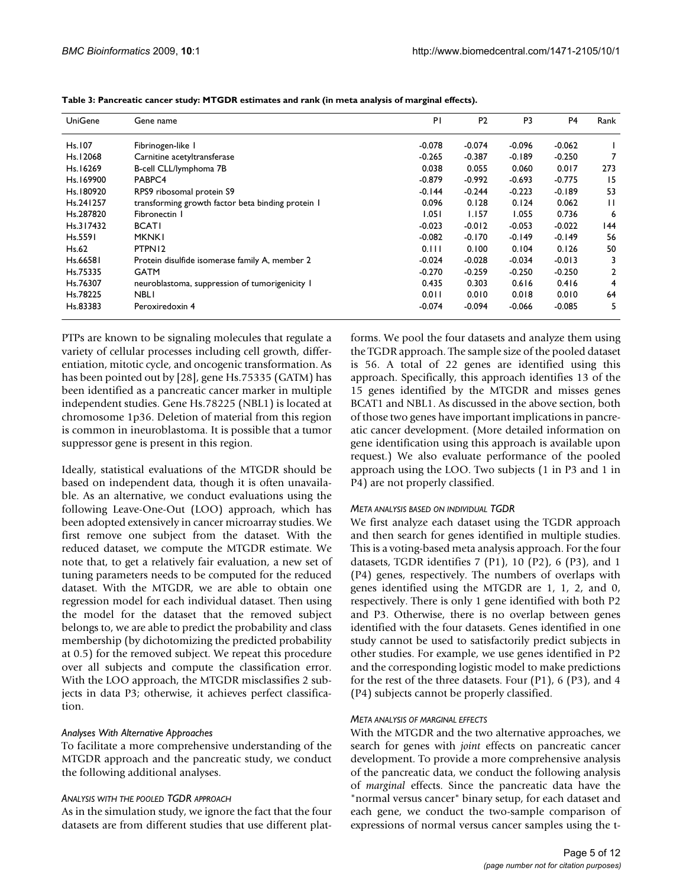**Table 3: Pancreatic cancer study: MTGDR estimates and rank (in meta analysis of marginal effects).**

| UniGene | Gene name | P1 | P2 | P3 | P4 | Rank |
|---|---|---|---|---|---|---|
| Hs.107 | Fibrinogen-like 1 | -0.078 | -0.074 | -0.096 | -0.062 | 1 |
| Hs.12068 | Carnitine acetyltransferase | -0.265 | -0.387 | -0.189 | -0.250 | 7 |
| Hs.16269 | B-cell CLL/lymphoma 7B | 0.038 | 0.055 | 0.060 | 0.017 | 273 |
| Hs.169900 | PABPC4 | -0.879 | -0.992 | -0.693 | -0.775 | 15 |
| Hs.180920 | RPS9 ribosomal protein S9 | -0.144 | -0.244 | -0.223 | -0.189 | 53 |
| Hs.241257 | transforming growth factor beta binding protein 1 | 0.096 | 0.128 | 0.124 | 0.062 | 11 |
| Hs.287820 | Fibronectin 1 | 1.051 | 1.157 | 1.055 | 0.736 | 6 |
| Hs.317432 | BCAT1 | -0.023 | -0.012 | -0.053 | -0.022 | 144 |
| Hs.5591 | MKNK1 | -0.082 | -0.170 | -0.149 | -0.149 | 56 |
| Hs.62 | PTPN12 | 0.111 | 0.100 | 0.104 | 0.126 | 50 |
| Hs.66581 | Protein disulfide isomerase family A, member 2 | -0.024 | -0.028 | -0.034 | -0.013 | 3 |
| Hs.75335 | GATM | -0.270 | -0.259 | -0.250 | -0.250 | 2 |
| Hs.76307 | neuroblastoma, suppression of tumorigenicity 1 | 0.435 | 0.303 | 0.616 | 0.416 | 4 |
| Hs.78225 | NBL1 | 0.011 | 0.010 | 0.018 | 0.010 | 64 |
| Hs.83383 | Peroxiredoxin 4 | -0.074 | -0.094 | -0.066 | -0.085 | 5 |

PTPs are known to be signaling molecules that regulate a variety of cellular processes including cell growth, differentiation, mitotic cycle, and oncogenic transformation. As has been pointed out by [28], gene Hs.75335 (GATM) has been identified as a pancreatic cancer marker in multiple independent studies. Gene Hs.78225 (NBL1) is located at chromosome 1p36. Deletion of material from this region is common in ineuroblastoma. It is possible that a tumor suppressor gene is present in this region.

Ideally, statistical evaluations of the MTGDR should be based on independent data, though it is often unavailable. As an alternative, we conduct evaluations using the following Leave-One-Out (LOO) approach, which has been adopted extensively in cancer microarray studies. We first remove one subject from the dataset. With the reduced dataset, we compute the MTGDR estimate. We note that, to get a relatively fair evaluation, a new set of tuning parameters needs to be computed for the reduced dataset. With the MTGDR, we are able to obtain one regression model for each individual dataset. Then using the model for the dataset that the removed subject belongs to, we are able to predict the probability and class membership (by dichotomizing the predicted probability at 0.5) for the removed subject. We repeat this procedure over all subjects and compute the classification error. With the LOO approach, the MTGDR misclassifies 2 subjects in data P3; otherwise, it achieves perfect classification.

### *Analyses With Alternative Approaches*

To facilitate a more comprehensive understanding of the MTGDR approach and the pancreatic study, we conduct the following additional analyses.

#### *Analysis with the pooled TGDR approach*

As in the simulation study, we ignore the fact that the four datasets are from different studies that use different platforms. We pool the four datasets and analyze them using the TGDR approach. The sample size of the pooled dataset is 56. A total of 22 genes are identified using this approach. Specifically, this approach identifies 13 of the 15 genes identified by the MTGDR and misses genes BCAT1 and NBL1. As discussed in the above section, both of those two genes have important implications in pancreatic cancer development. (More detailed information on gene identification using this approach is available upon request.) We also evaluate performance of the pooled approach using the LOO. Two subjects (1 in P3 and 1 in P4) are not properly classified.

#### *Meta analysis based on individual TGDR*

We first analyze each dataset using the TGDR approach and then search for genes identified in multiple studies. This is a voting-based meta analysis approach. For the four datasets, TGDR identifies 7 (P1), 10 (P2), 6 (P3), and 1 (P4) genes, respectively. The numbers of overlaps with genes identified using the MTGDR are 1, 1, 2, and 0, respectively. There is only 1 gene identified with both P2 and P3. Otherwise, there is no overlap between genes identified with the four datasets. Genes identified in one study cannot be used to satisfactorily predict subjects in other studies. For example, we use genes identified in P2 and the corresponding logistic model to make predictions for the rest of the three datasets. Four (P1), 6 (P3), and 4 (P4) subjects cannot be properly classified.

#### *Meta analysis of marginal effects*

With the MTGDR and the two alternative approaches, we search for genes with *joint* effects on pancreatic cancer development. To provide a more comprehensive analysis of the pancreatic data, we conduct the following analysis of *marginal* effects. Since the pancreatic data have the "normal versus cancer" binary setup, for each dataset and each gene, we conduct the two-sample comparison of expressions of normal versus cancer samples using the t-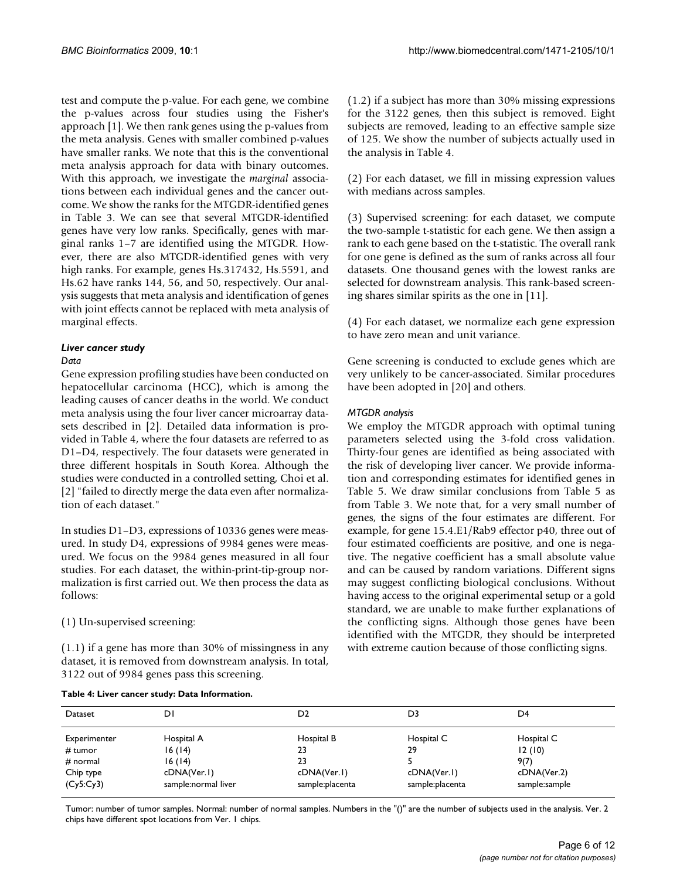test and compute the p-value. For each gene, we combine the p-values across four studies using the Fisher's approach [1]. We then rank genes using the p-values from the meta analysis. Genes with smaller combined p-values have smaller ranks. We note that this is the conventional meta analysis approach for data with binary outcomes. With this approach, we investigate the *marginal* associations between each individual genes and the cancer outcome. We show the ranks for the MTGDR-identified genes in Table 3. We can see that several MTGDR-identified genes have very low ranks. Specifically, genes with marginal ranks 1–7 are identified using the MTGDR. However, there are also MTGDR-identified genes with very high ranks. For example, genes Hs.317432, Hs.5591, and Hs.62 have ranks 144, 56, and 50, respectively. Our analysis suggests that meta analysis and identification of genes with joint effects cannot be replaced with meta analysis of marginal effects.

### *Liver cancer study*

#### *Data*

Gene expression profiling studies have been conducted on hepatocellular carcinoma (HCC), which is among the leading causes of cancer deaths in the world. We conduct meta analysis using the four liver cancer microarray datasets described in [2]. Detailed data information is provided in Table 4, where the four datasets are referred to as D1–D4, respectively. The four datasets were generated in three different hospitals in South Korea. Although the studies were conducted in a controlled setting, Choi et al. [2] "failed to directly merge the data even after normalization of each dataset."

In studies D1–D3, expressions of 10336 genes were measured. In study D4, expressions of 9984 genes were measured. We focus on the 9984 genes measured in all four studies. For each dataset, the within-print-tip-group normalization is first carried out. We then process the data as follows:

(1) Un-supervised screening:

(1.1) if a gene has more than 30% of missingness in any dataset, it is removed from downstream analysis. In total, 3122 out of 9984 genes pass this screening.

(1.2) if a subject has more than 30% missing expressions for the 3122 genes, then this subject is removed. Eight subjects are removed, leading to an effective sample size of 125. We show the number of subjects actually used in the analysis in Table 4.

(2) For each dataset, we fill in missing expression values with medians across samples.

(3) Supervised screening: for each dataset, we compute the two-sample t-statistic for each gene. We then assign a rank to each gene based on the t-statistic. The overall rank for one gene is defined as the sum of ranks across all four datasets. One thousand genes with the lowest ranks are selected for downstream analysis. This rank-based screening shares similar spirits as the one in [11].

(4) For each dataset, we normalize each gene expression to have zero mean and unit variance.

Gene screening is conducted to exclude genes which are very unlikely to be cancer-associated. Similar procedures have been adopted in [20] and others.

#### *MTGDR analysis*

We employ the MTGDR approach with optimal tuning parameters selected using the 3-fold cross validation. Thirty-four genes are identified as being associated with the risk of developing liver cancer. We provide information and corresponding estimates for identified genes in Table 5. We draw similar conclusions from Table 5 as from Table 3. We note that, for a very small number of genes, the signs of the four estimates are different. For example, for gene 15.4.E1/Rab9 effector p40, three out of four estimated coefficients are positive, and one is negative. The negative coefficient has a small absolute value and can be caused by random variations. Different signs may suggest conflicting biological conclusions. Without having access to the original experimental setup or a gold standard, we are unable to make further explanations of the conflicting signs. Although those genes have been identified with the MTGDR, they should be interpreted with extreme caution because of those conflicting signs.

**Table 4: Liver cancer study: Data Information.**

| Dataset | D1 | D2 | D3 | D4 |
|---|---|---|---|---|
| Experimenter | Hospital A | Hospital B | Hospital C | Hospital C |
| # tumor | 16 (14) | 23 | 29 | 12 (10) |
| # normal | 16 (14) | 23 | 5 | 9(7) |
| Chip type | cDNA(Ver.1) | cDNA(Ver.1) | cDNA(Ver.1) | cDNA(Ver.2) |
| (Cy5:Cy3) | sample:normal liver | sample:placenta | sample:placenta | sample:sample |

Tumor: number of tumor samples. Normal: number of normal samples. Numbers in the "()" are the number of subjects used in the analysis. Ver. 2 chips have different spot locations from Ver. 1 chips.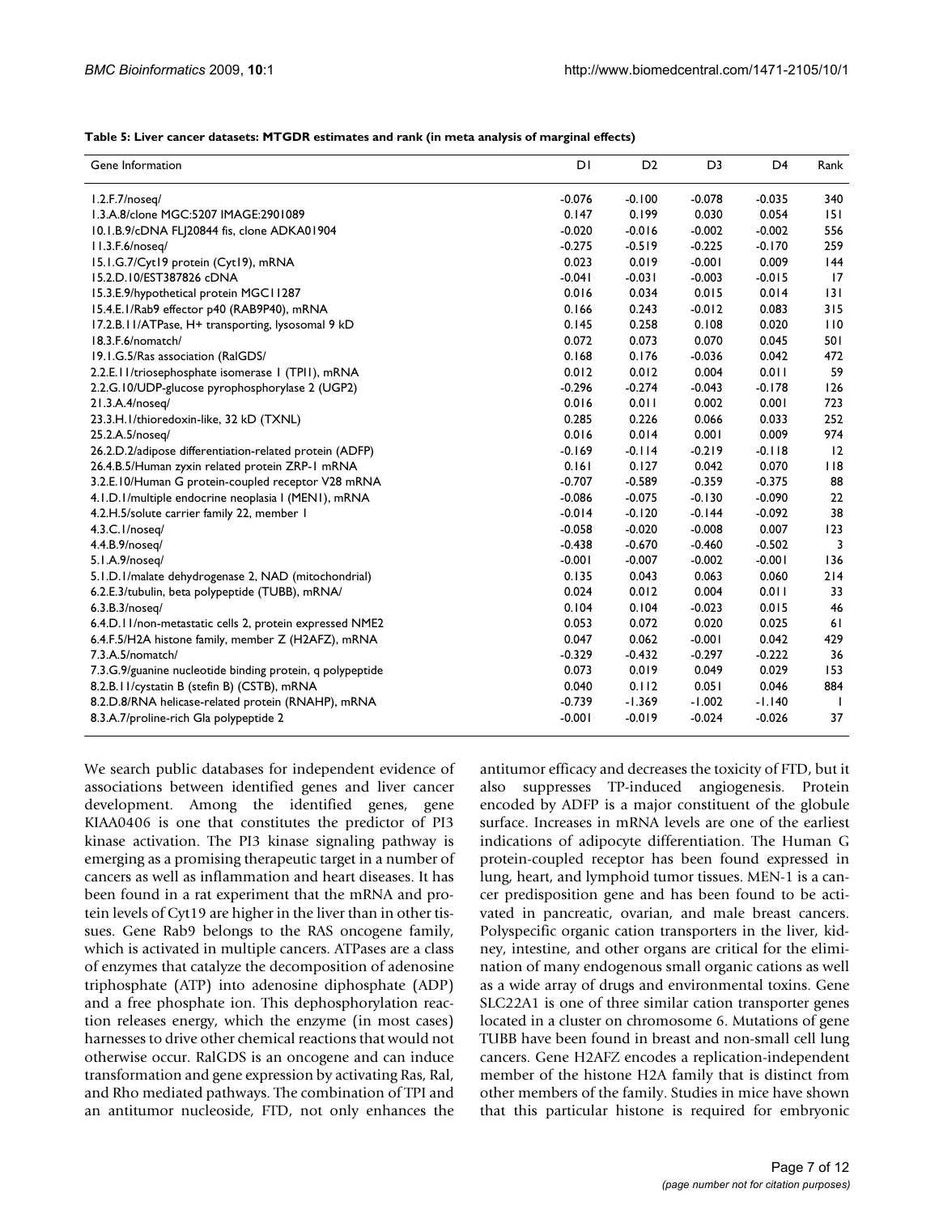**Table 5: Liver cancer datasets: MTGDR estimates and rank (in meta analysis of marginal effects)**

| Gene Information | D1 | D2 | D3 | D4 | Rank |
| --- | --- | --- | --- | --- | --- |
| 1.2.F.7/noseq/ | -0.076 | -0.100 | -0.078 | -0.035 | 340 |
| 1.3.A.8/clone MGC:5207 IMAGE:2901089 | 0.147 | 0.199 | 0.030 | 0.054 | 151 |
| 10.1.B.9/cDNA FLJ20844 fis, clone ADKA01904 | -0.020 | -0.016 | -0.002 | -0.002 | 556 |
| 11.3.F.6/noseq/ | -0.275 | -0.519 | -0.225 | -0.170 | 259 |
| 15.1.G.7/Cyt19 protein (Cyt19), mRNA | 0.023 | 0.019 | -0.001 | 0.009 | 144 |
| 15.2.D.10/EST387826 cDNA | -0.041 | -0.031 | -0.003 | -0.015 | 17 |
| 15.3.E.9/hypothetical protein MGC11287 | 0.016 | 0.034 | 0.015 | 0.014 | 131 |
| 15.4.E.1/Rab9 effector p40 (RAB9P40), mRNA | 0.166 | 0.243 | -0.012 | 0.083 | 315 |
| 17.2.B.11/ATPase, H+ transporting, lysosomal 9 kD | 0.145 | 0.258 | 0.108 | 0.020 | 110 |
| 18.3.F.6/nomatch/ | 0.072 | 0.073 | 0.070 | 0.045 | 501 |
| 19.1.G.5/Ras association (RalGDS/ | 0.168 | 0.176 | -0.036 | 0.042 | 472 |
| 2.2.E.11/triosephosphate isomerase 1 (TPI1), mRNA | 0.012 | 0.012 | 0.004 | 0.011 | 59 |
| 2.2.G.10/UDP-glucose pyrophosphorylase 2 (UGP2) | -0.296 | -0.274 | -0.043 | -0.178 | 126 |
| 21.3.A.4/noseq/ | 0.016 | 0.011 | 0.002 | 0.001 | 723 |
| 23.3.H.1/thioredoxin-like, 32 kD (TXNL) | 0.285 | 0.226 | 0.066 | 0.033 | 252 |
| 25.2.A.5/noseq/ | 0.016 | 0.014 | 0.001 | 0.009 | 974 |
| 26.2.D.2/adipose differentiation-related protein (ADFP) | -0.169 | -0.114 | -0.219 | -0.118 | 12 |
| 26.4.B.5/Human zyxin related protein ZRP-1 mRNA | 0.161 | 0.127 | 0.042 | 0.070 | 118 |
| 3.2.E.10/Human G protein-coupled receptor V28 mRNA | -0.707 | -0.589 | -0.359 | -0.375 | 88 |
| 4.1.D.1/multiple endocrine neoplasia I (MEN1), mRNA | -0.086 | -0.075 | -0.130 | -0.090 | 22 |
| 4.2.H.5/solute carrier family 22, member 1 | -0.014 | -0.120 | -0.144 | -0.092 | 38 |
| 4.3.C.1/noseq/ | -0.058 | -0.020 | -0.008 | 0.007 | 123 |
| 4.4.B.9/noseq/ | -0.438 | -0.670 | -0.460 | -0.502 | 3 |
| 5.1.A.9/noseq/ | -0.001 | -0.007 | -0.002 | -0.001 | 136 |
| 5.1.D.1/malate dehydrogenase 2, NAD (mitochondrial) | 0.135 | 0.043 | 0.063 | 0.060 | 214 |
| 6.2.E.3/tubulin, beta polypeptide (TUBB), mRNA/ | 0.024 | 0.012 | 0.004 | 0.011 | 33 |
| 6.3.B.3/noseq/ | 0.104 | 0.104 | -0.023 | 0.015 | 46 |
| 6.4.D.11/non-metastatic cells 2, protein expressed NME2 | 0.053 | 0.072 | 0.020 | 0.025 | 61 |
| 6.4.F.5/H2A histone family, member Z (H2AFZ), mRNA | 0.047 | 0.062 | -0.001 | 0.042 | 429 |
| 7.3.A.5/nomatch/ | -0.329 | -0.432 | -0.297 | -0.222 | 36 |
| 7.3.G.9/guanine nucleotide binding protein, q polypeptide | 0.073 | 0.019 | 0.049 | 0.029 | 153 |
| 8.2.B.11/cystatin B (stefin B) (CSTB), mRNA | 0.040 | 0.112 | 0.051 | 0.046 | 884 |
| 8.2.D.8/RNA helicase-related protein (RNAHP), mRNA | -0.739 | -1.369 | -1.002 | -1.140 | 1 |
| 8.3.A.7/proline-rich Gla polypeptide 2 | -0.001 | -0.019 | -0.024 | -0.026 | 37 |

We search public databases for independent evidence of associations between identified genes and liver cancer development. Among the identified genes, gene KIAA0406 is one that constitutes the predictor of PI3 kinase activation. The PI3 kinase signaling pathway is emerging as a promising therapeutic target in a number of cancers as well as inflammation and heart diseases. It has been found in a rat experiment that the mRNA and protein levels of Cyt19 are higher in the liver than in other tissues. Gene Rab9 belongs to the RAS oncogene family, which is activated in multiple cancers. ATPases are a class of enzymes that catalyze the decomposition of adenosine triphosphate (ATP) into adenosine diphosphate (ADP) and a free phosphate ion. This dephosphorylation reaction releases energy, which the enzyme (in most cases) harnesses to drive other chemical reactions that would not otherwise occur. RalGDS is an oncogene and can induce transformation and gene expression by activating Ras, Ral, and Rho mediated pathways. The combination of TPI and an antitumor nucleoside, FTD, not only enhances the antitumor efficacy and decreases the toxicity of FTD, but it also suppresses TP-induced angiogenesis. Protein encoded by ADFP is a major constituent of the globule surface. Increases in mRNA levels are one of the earliest indications of adipocyte differentiation. The Human G protein-coupled receptor has been found expressed in lung, heart, and lymphoid tumor tissues. MEN-1 is a cancer predisposition gene and has been found to be activated in pancreatic, ovarian, and male breast cancers. Polyspecific organic cation transporters in the liver, kidney, intestine, and other organs are critical for the elimination of many endogenous small organic cations as well as a wide array of drugs and environmental toxins. Gene SLC22A1 is one of three similar cation transporter genes located in a cluster on chromosome 6. Mutations of gene TUBB have been found in breast and non-small cell lung cancers. Gene H2AFZ encodes a replication-independent member of the histone H2A family that is distinct from other members of the family. Studies in mice have shown that this particular histone is required for embryonic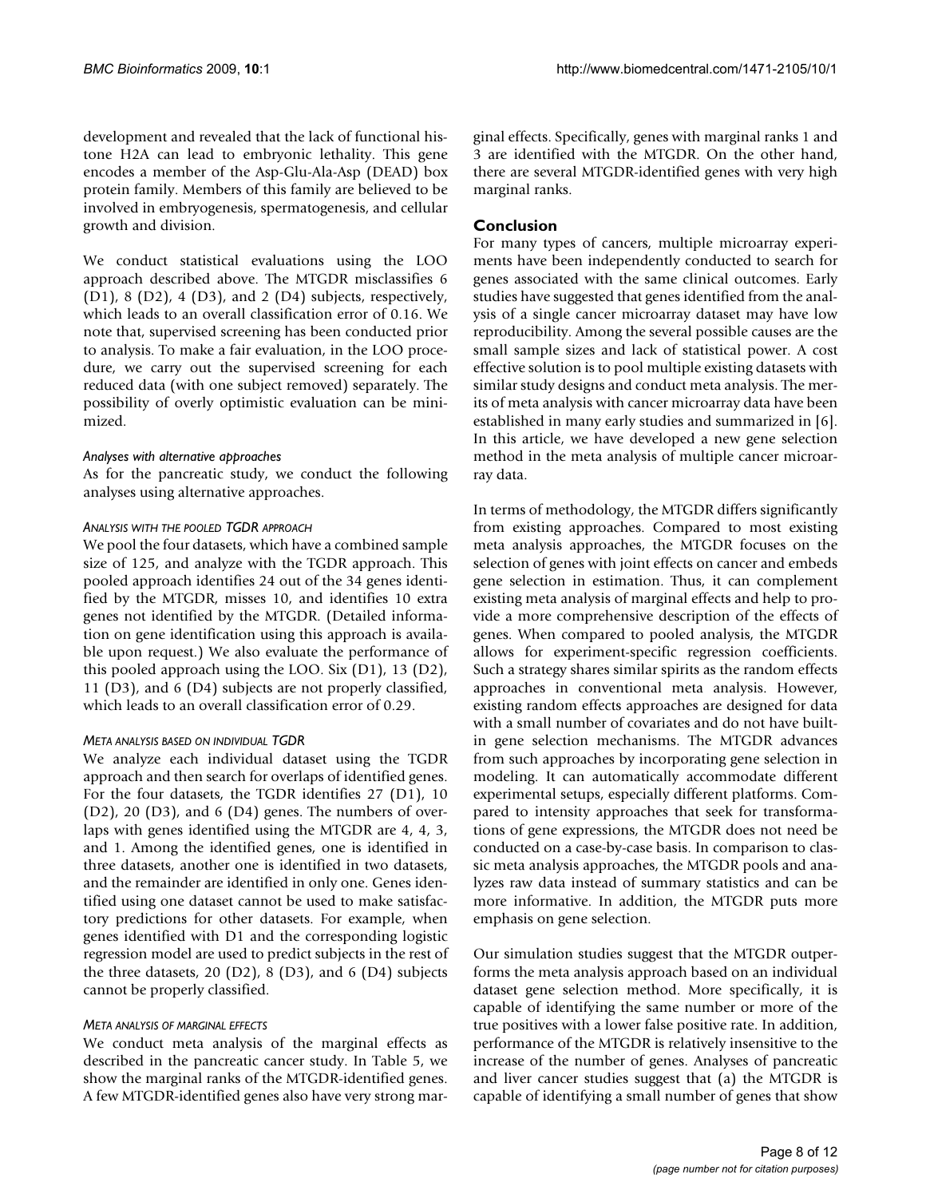development and revealed that the lack of functional histone H2A can lead to embryonic lethality. This gene encodes a member of the Asp-Glu-Ala-Asp (DEAD) box protein family. Members of this family are believed to be involved in embryogenesis, spermatogenesis, and cellular growth and division.

We conduct statistical evaluations using the LOO approach described above. The MTGDR misclassifies 6 (D1), 8 (D2), 4 (D3), and 2 (D4) subjects, respectively, which leads to an overall classification error of 0.16. We note that, supervised screening has been conducted prior to analysis. To make a fair evaluation, in the LOO procedure, we carry out the supervised screening for each reduced data (with one subject removed) separately. The possibility of overly optimistic evaluation can be minimized.

#### *Analyses with alternative approaches*

As for the pancreatic study, we conduct the following analyses using alternative approaches.

##### *Analysis with the pooled TGDR approach*

We pool the four datasets, which have a combined sample size of 125, and analyze with the TGDR approach. This pooled approach identifies 24 out of the 34 genes identified by the MTGDR, misses 10, and identifies 10 extra genes not identified by the MTGDR. (Detailed information on gene identification using this approach is available upon request.) We also evaluate the performance of this pooled approach using the LOO. Six (D1), 13 (D2), 11 (D3), and 6 (D4) subjects are not properly classified, which leads to an overall classification error of 0.29.

##### *Meta analysis based on individual TGDR*

We analyze each individual dataset using the TGDR approach and then search for overlaps of identified genes. For the four datasets, the TGDR identifies 27 (D1), 10 (D2), 20 (D3), and 6 (D4) genes. The numbers of overlaps with genes identified using the MTGDR are 4, 4, 3, and 1. Among the identified genes, one is identified in three datasets, another one is identified in two datasets, and the remainder are identified in only one. Genes identified using one dataset cannot be used to make satisfactory predictions for other datasets. For example, when genes identified with D1 and the corresponding logistic regression model are used to predict subjects in the rest of the three datasets, 20 (D2), 8 (D3), and 6 (D4) subjects cannot be properly classified.

##### *Meta analysis of marginal effects*

We conduct meta analysis of the marginal effects as described in the pancreatic cancer study. In Table 5, we show the marginal ranks of the MTGDR-identified genes. A few MTGDR-identified genes also have very strong marginal effects. Specifically, genes with marginal ranks 1 and 3 are identified with the MTGDR. On the other hand, there are several MTGDR-identified genes with very high marginal ranks.

## Conclusion

For many types of cancers, multiple microarray experiments have been independently conducted to search for genes associated with the same clinical outcomes. Early studies have suggested that genes identified from the analysis of a single cancer microarray dataset may have low reproducibility. Among the several possible causes are the small sample sizes and lack of statistical power. A cost effective solution is to pool multiple existing datasets with similar study designs and conduct meta analysis. The merits of meta analysis with cancer microarray data have been established in many early studies and summarized in [6]. In this article, we have developed a new gene selection method in the meta analysis of multiple cancer microarray data.

In terms of methodology, the MTGDR differs significantly from existing approaches. Compared to most existing meta analysis approaches, the MTGDR focuses on the selection of genes with joint effects on cancer and embeds gene selection in estimation. Thus, it can complement existing meta analysis of marginal effects and help to provide a more comprehensive description of the effects of genes. When compared to pooled analysis, the MTGDR allows for experiment-specific regression coefficients. Such a strategy shares similar spirits as the random effects approaches in conventional meta analysis. However, existing random effects approaches are designed for data with a small number of covariates and do not have built-in gene selection mechanisms. The MTGDR advances from such approaches by incorporating gene selection in modeling. It can automatically accommodate different experimental setups, especially different platforms. Compared to intensity approaches that seek for transformations of gene expressions, the MTGDR does not need be conducted on a case-by-case basis. In comparison to classic meta analysis approaches, the MTGDR pools and analyzes raw data instead of summary statistics and can be more informative. In addition, the MTGDR puts more emphasis on gene selection.

Our simulation studies suggest that the MTGDR outperforms the meta analysis approach based on an individual dataset gene selection method. More specifically, it is capable of identifying the same number or more of the true positives with a lower false positive rate. In addition, performance of the MTGDR is relatively insensitive to the increase of the number of genes. Analyses of pancreatic and liver cancer studies suggest that (a) the MTGDR is capable of identifying a small number of genes that show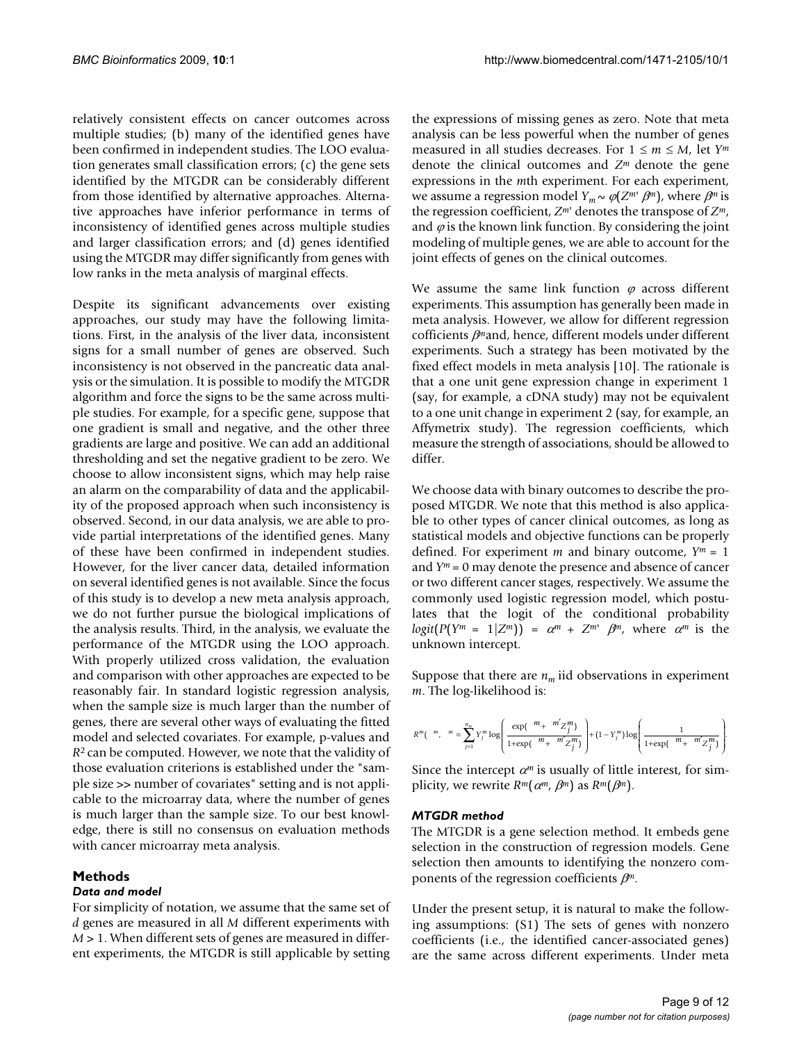relatively consistent effects on cancer outcomes across multiple studies; (b) many of the identified genes have been confirmed in independent studies. The LOO evaluation generates small classification errors; (c) the gene sets identified by the MTGDR can be considerably different from those identified by alternative approaches. Alternative approaches have inferior performance in terms of inconsistency of identified genes across multiple studies and larger classification errors; and (d) genes identified using the MTGDR may differ significantly from genes with low ranks in the meta analysis of marginal effects.

Despite its significant advancements over existing approaches, our study may have the following limitations. First, in the analysis of the liver data, inconsistent signs for a small number of genes are observed. Such inconsistency is not observed in the pancreatic data analysis or the simulation. It is possible to modify the MTGDR algorithm and force the signs to be the same across multiple studies. For example, for a specific gene, suppose that one gradient is small and negative, and the other three gradients are large and positive. We can add an additional thresholding and set the negative gradient to be zero. We choose to allow inconsistent signs, which may help raise an alarm on the comparability of data and the applicability of the proposed approach when such inconsistency is observed. Second, in our data analysis, we are able to provide partial interpretations of the identified genes. Many of these have been confirmed in independent studies. However, for the liver cancer data, detailed information on several identified genes is not available. Since the focus of this study is to develop a new meta analysis approach, we do not further pursue the biological implications of the analysis results. Third, in the analysis, we evaluate the performance of the MTGDR using the LOO approach. With properly utilized cross validation, the evaluation and comparison with other approaches are expected to be reasonably fair. In standard logistic regression analysis, when the sample size is much larger than the number of genes, there are several other ways of evaluating the fitted model and selected covariates. For example, p-values and $R^2$ can be computed. However, we note that the validity of those evaluation criterions is established under the "sample size >> number of covariates" setting and is not applicable to the microarray data, where the number of genes is much larger than the sample size. To our best knowledge, there is still no consensus on evaluation methods with cancer microarray meta analysis.

## Methods

### *Data and model*

For simplicity of notation, we assume that the same set of $d$ genes are measured in all $M$ different experiments with $M > 1$. When different sets of genes are measured in different experiments, the MTGDR is still applicable by setting the expressions of missing genes as zero. Note that meta analysis can be less powerful when the number of genes measured in all studies decreases. For $1 \le m \le M$, let $Y^m$ denote the clinical outcomes and $Z^m$ denote the gene expressions in the $m$th experiment. For each experiment, we assume a regression model $Y_m \sim \varphi(Z^{m\prime} \beta^m)$, where $\beta^m$ is the regression coefficient, $Z^{m\prime}$ denotes the transpose of $Z^m$, and $\varphi$ is the known link function. By considering the joint modeling of multiple genes, we are able to account for the joint effects of genes on the clinical outcomes.

We assume the same link function $\varphi$ across different experiments. This assumption has generally been made in meta analysis. However, we allow for different regression cofficients $\beta^m$and, hence, different models under different experiments. Such a strategy has been motivated by the fixed effect models in meta analysis [10]. The rationale is that a one unit gene expression change in experiment 1 (say, for example, a cDNA study) may not be equivalent to a one unit change in experiment 2 (say, for example, an Affymetrix study). The regression coefficients, which measure the strength of associations, should be allowed to differ.

We choose data with binary outcomes to describe the proposed MTGDR. We note that this method is also applicable to other types of cancer clinical outcomes, as long as statistical models and objective functions can be properly defined. For experiment $m$ and binary outcome, $Y^m = 1$ and $Y^m = 0$ may denote the presence and absence of cancer or two different cancer stages, respectively. We assume the commonly used logistic regression model, which postulates that the logit of the conditional probability $logit(P(Y^m = 1|Z^m)) = \alpha^m + Z^{m\prime} \beta^m$, where $\alpha^m$ is the unknown intercept.

Suppose that there are $n_m$ iid observations in experiment $m$. The log-likelihood is:

$$R^m(\alpha^m, \beta^m) = \sum_{j=1}^{n_m} Y_j^m \log\left(\frac{\exp(\alpha^m + \beta^{m\prime} Z_j^m)}{1+\exp(\alpha^m + \beta^{m\prime} Z_j^m)}\right) + (1 - Y_j^m)\log\left(\frac{1}{1+\exp(\alpha^m + \beta^{m\prime} Z_j^m)}\right).$$

Since the intercept $\alpha^m$ is usually of little interest, for simplicity, we rewrite $R^m(\alpha^m, \beta^m)$ as $R^m(\beta^m)$.

### *MTGDR method*

The MTGDR is a gene selection method. It embeds gene selection in the construction of regression models. Gene selection then amounts to identifying the nonzero components of the regression coefficients $\beta^m$.

Under the present setup, it is natural to make the following assumptions: (S1) The sets of genes with nonzero coefficients (i.e., the identified cancer-associated genes) are the same across different experiments. Under meta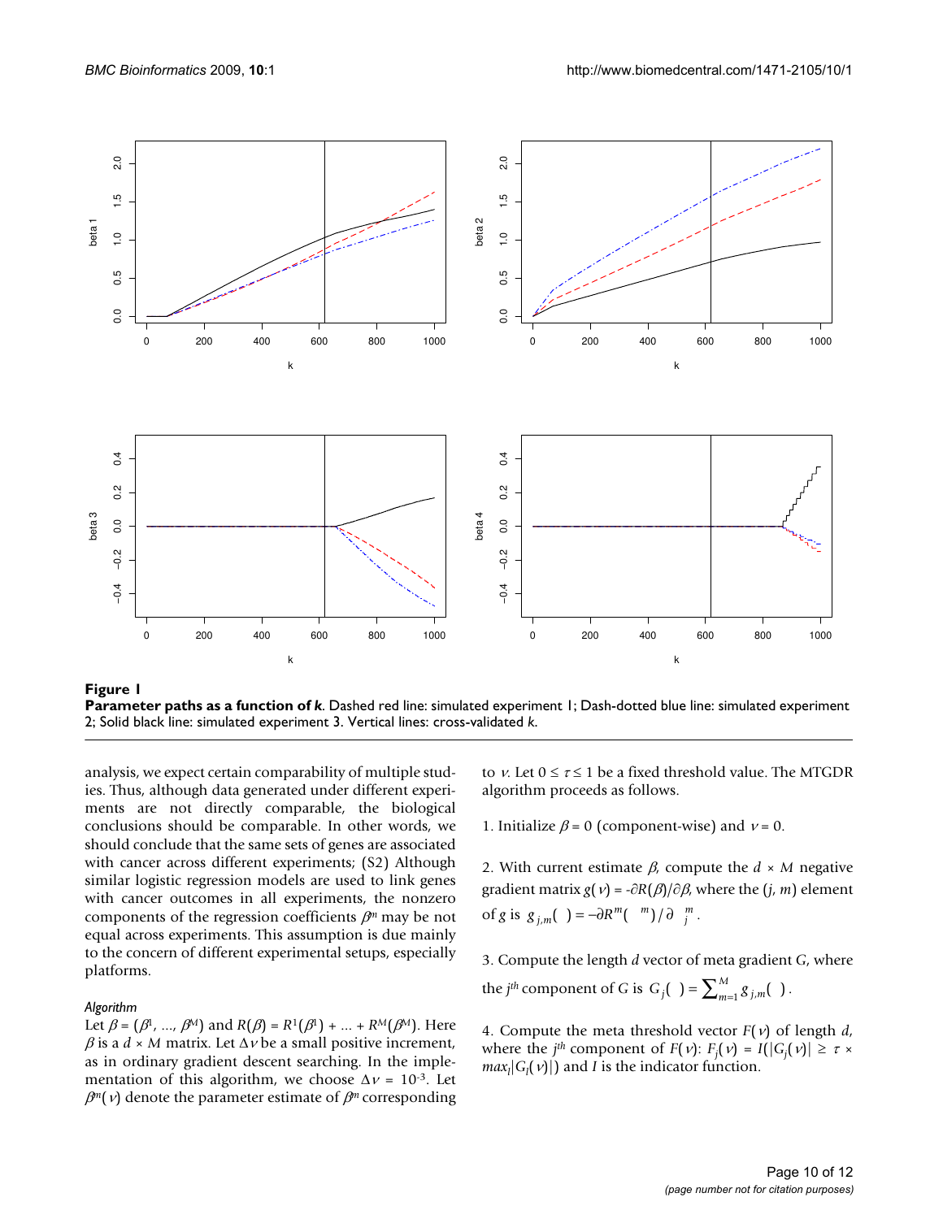**Figure 1**

**Parameter paths as a function of *k***. Dashed red line: simulated experiment 1; Dash-dotted blue line: simulated experiment 2; Solid black line: simulated experiment 3. Vertical lines: cross-validated *k*.

analysis, we expect certain comparability of multiple studies. Thus, although data generated under different experiments are not directly comparable, the biological conclusions should be comparable. In other words, we should conclude that the same sets of genes are associated with cancer across different experiments; (S2) Although similar logistic regression models are used to link genes with cancer outcomes in all experiments, the nonzero components of the regression coefficients $\beta^m$ may be not equal across experiments. This assumption is due mainly to the concern of different experimental setups, especially platforms.

### *Algorithm*

Let $\beta = (\beta^1, ..., \beta^M)$ and $R(\beta) = R^1(\beta^1) + ... + R^M(\beta^M)$. Here $\beta$ is a $d \times M$ matrix. Let $\Delta\nu$ be a small positive increment, as in ordinary gradient descent searching. In the implementation of this algorithm, we choose $\Delta\nu = 10^{-3}$. Let $\beta^m(\nu)$ denote the parameter estimate of $\beta^m$ corresponding to $\nu$. Let $0 \leq \tau \leq 1$ be a fixed threshold value. The MTGDR algorithm proceeds as follows.

1. Initialize $\beta = 0$ (component-wise) and $\nu = 0$.

2. With current estimate $\beta$, compute the $d \times M$ negative gradient matrix $g(\nu) = -\partial R(\beta)/\partial \beta$, where the $(j, m)$ element of $g$ is $g_{j,m}(\nu) = -\partial R^m(\beta^m)/\partial \beta_j^m$.

3. Compute the length $d$ vector of meta gradient $G$, where the $j^{th}$ component of G is $G_j(\nu) = \sum_{m=1}^{M} g_{j,m}(\nu)$.

4. Compute the meta threshold vector $F(\nu)$ of length $d$, where the $j^{th}$ component of $F(\nu)$: $F_j(\nu) = I(|G_j(\nu)| \geq \tau \times max_l|G_l(\nu)|)$ and $I$ is the indicator function.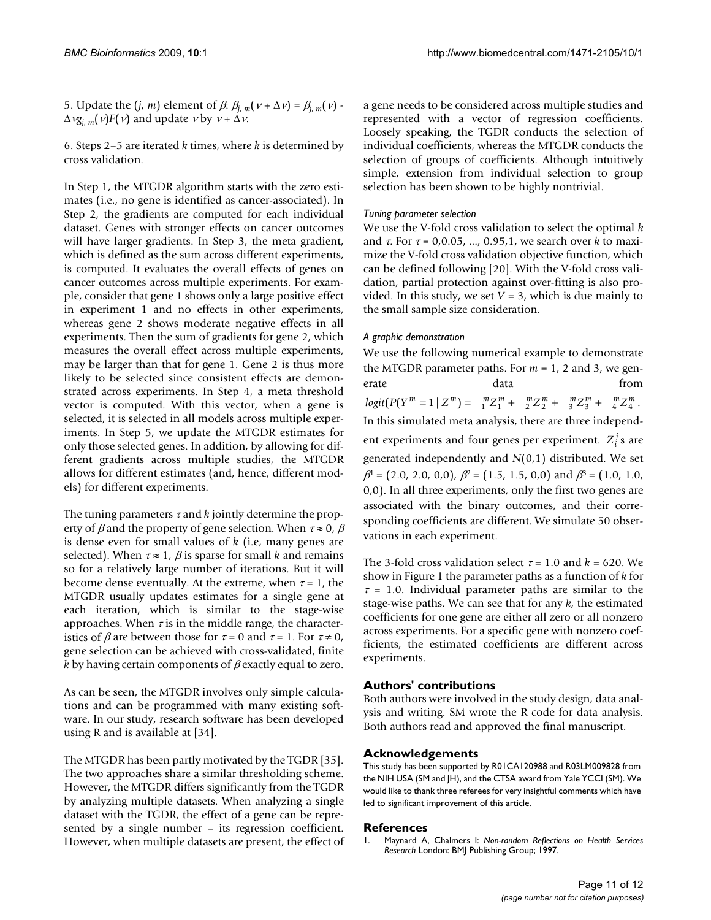5. Update the $(j, m)$ element of $\beta$: $\beta_{j,m}(\nu + \Delta\nu) = \beta_{j,m}(\nu) - \Delta\nu g_{j,m}(\nu)F(\nu)$ and update $\nu$ by $\nu + \Delta\nu$.

6. Steps 2–5 are iterated $k$ times, where $k$ is determined by cross validation.

In Step 1, the MTGDR algorithm starts with the zero estimates (i.e., no gene is identified as cancer-associated). In Step 2, the gradients are computed for each individual dataset. Genes with stronger effects on cancer outcomes will have larger gradients. In Step 3, the meta gradient, which is defined as the sum across different experiments, is computed. It evaluates the overall effects of genes on cancer outcomes across multiple experiments. For example, consider that gene 1 shows only a large positive effect in experiment 1 and no effects in other experiments, whereas gene 2 shows moderate negative effects in all experiments. Then the sum of gradients for gene 2, which measures the overall effect across multiple experiments, may be larger than that for gene 1. Gene 2 is thus more likely to be selected since consistent effects are demonstrated across experiments. In Step 4, a meta threshold vector is computed. With this vector, when a gene is selected, it is selected in all models across multiple experiments. In Step 5, we update the MTGDR estimates for only those selected genes. In addition, by allowing for different gradients across multiple studies, the MTGDR allows for different estimates (and, hence, different models) for different experiments.

The tuning parameters $\tau$ and $k$ jointly determine the property of $\beta$ and the property of gene selection. When $\tau \approx 0$, $\beta$ is dense even for small values of $k$ (i.e, many genes are selected). When $\tau \approx 1$, $\beta$ is sparse for small $k$ and remains so for a relatively large number of iterations. But it will become dense eventually. At the extreme, when $\tau = 1$, the MTGDR usually updates estimates for a single gene at each iteration, which is similar to the stage-wise approaches. When $\tau$ is in the middle range, the characteristics of $\beta$ are between those for $\tau = 0$ and $\tau = 1$. For $\tau \neq 0$, gene selection can be achieved with cross-validated, finite $k$ by having certain components of $\beta$ exactly equal to zero.

As can be seen, the MTGDR involves only simple calculations and can be programmed with many existing software. In our study, research software has been developed using R and is available at [34].

The MTGDR has been partly motivated by the TGDR [35]. The two approaches share a similar thresholding scheme. However, the MTGDR differs significantly from the TGDR by analyzing multiple datasets. When analyzing a single dataset with the TGDR, the effect of a gene can be represented by a single number – its regression coefficient. However, when multiple datasets are present, the effect of a gene needs to be considered across multiple studies and represented with a vector of regression coefficients. Loosely speaking, the TGDR conducts the selection of individual coefficients, whereas the MTGDR conducts the selection of groups of coefficients. Although intuitively simple, extension from individual selection to group selection has been shown to be highly nontrivial.

#### *Tuning parameter selection*

We use the V-fold cross validation to select the optimal $k$ and $\tau$. For $\tau = 0, 0.05, \ldots, 0.95, 1$, we search over $k$ to maximize the V-fold cross validation objective function, which can be defined following [20]. With the V-fold cross validation, partial protection against over-fitting is also provided. In this study, we set $V = 3$, which is due mainly to the small sample size consideration.

#### *A graphic demonstration*

We use the following numerical example to demonstrate the MTGDR parameter paths. For $m = 1$, 2 and 3, we generate data from $logit(P(Y^m = 1 \mid Z^m) = {}^m_1 Z^m_1 + {}^m_2 Z^m_2 + {}^m_3 Z^m_3 + {}^m_4 Z^m_4$. In this simulated meta analysis, there are three independent experiments and four genes per experiment. $Z^j_i$ s are generated independently and $N(0,1)$ distributed. We set $\beta^1 = (2.0, 2.0, 0, 0)$, $\beta^2 = (1.5, 1.5, 0, 0)$ and $\beta^3 = (1.0, 1.0, 0, 0)$. In all three experiments, only the first two genes are associated with the binary outcomes, and their corresponding coefficients are different. We simulate 50 observations in each experiment.

The 3-fold cross validation select $\tau = 1.0$ and $k = 620$. We show in Figure 1 the parameter paths as a function of $k$ for $\tau = 1.0$. Individual parameter paths are similar to the stage-wise paths. We can see that for any $k$, the estimated coefficients for one gene are either all zero or all nonzero across experiments. For a specific gene with nonzero coefficients, the estimated coefficients are different across experiments.

## Authors' contributions

Both authors were involved in the study design, data analysis and writing. SM wrote the R code for data analysis. Both authors read and approved the final manuscript.

## Acknowledgements

This study has been supported by R01CA120988 and R03LM009828 from the NIH USA (SM and JH), and the CTSA award from Yale YCCI (SM). We would like to thank three referees for very insightful comments which have led to significant improvement of this article.

## References

1. Maynard A, Chalmers I: *Non-random Reflections on Health Services Research* London: BMJ Publishing Group; 1997.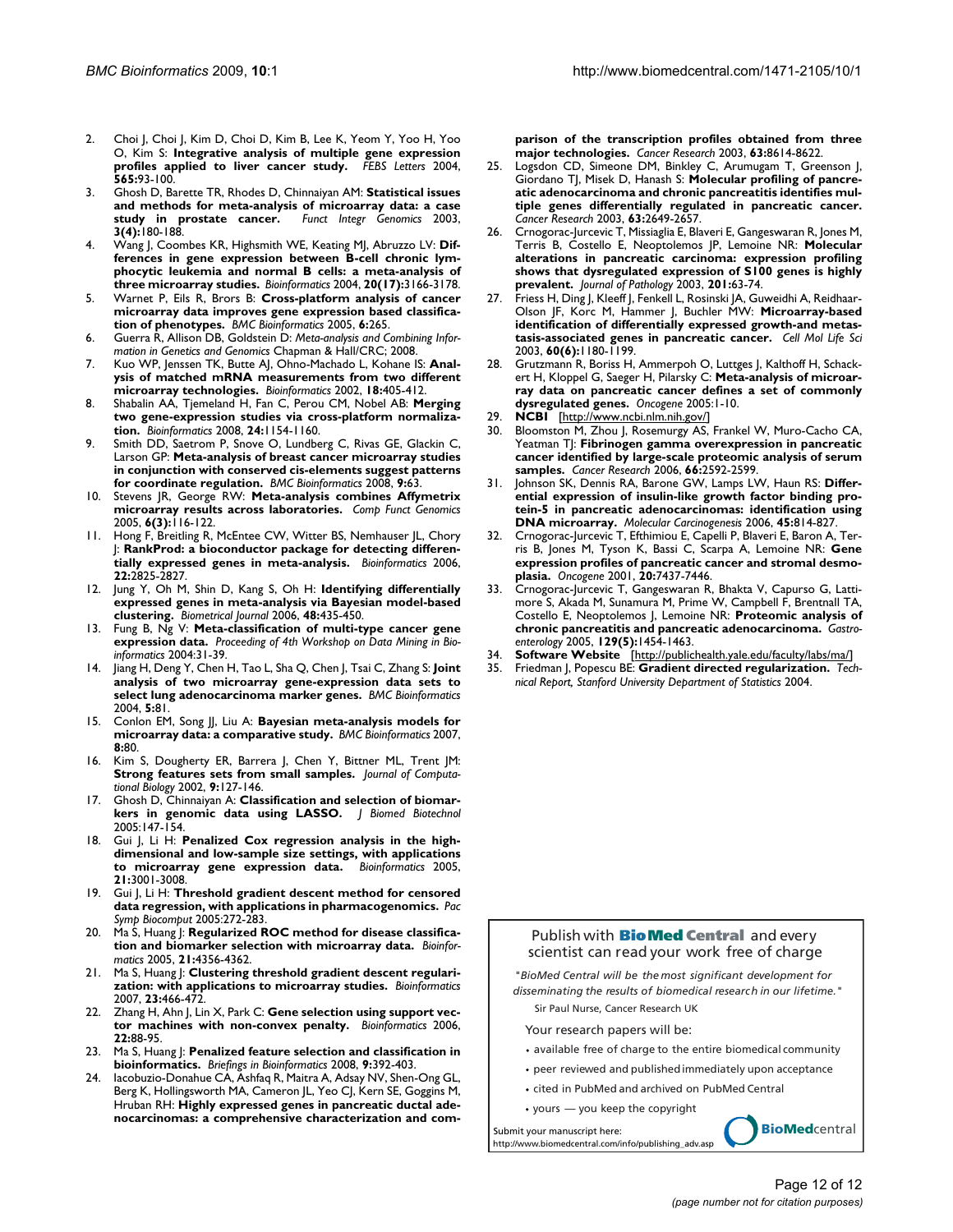2. Choi J, Choi J, Kim D, Choi D, Kim B, Lee K, Yeom Y, Yoo H, Yoo O, Kim S: **Integrative analysis of multiple gene expression profiles applied to liver cancer study.** *FEBS Letters* 2004, **565:**93-100.
3. Ghosh D, Barette TR, Rhodes D, Chinnaiyan AM: **Statistical issues and methods for meta-analysis of microarray data: a case study in prostate cancer.** *Funct Integr Genomics* 2003, **3(4):**180-188.
4. Wang J, Coombes KR, Highsmith WE, Keating MJ, Abruzzo LV: **Differences in gene expression between B-cell chronic lymphocytic leukemia and normal B cells: a meta-analysis of three microarray studies.** *Bioinformatics* 2004, **20(17):**3166-3178.
5. Warnet P, Eils R, Brors B: **Cross-platform analysis of cancer microarray data improves gene expression based classification of phenotypes.** *BMC Bioinformatics* 2005, **6:**265.
6. Guerra R, Allison DB, Goldstein D: *Meta-analysis and Combining Information in Genetics and Genomics* Chapman & Hall/CRC; 2008.
7. Kuo WP, Jenssen TK, Butte AJ, Ohno-Machado L, Kohane IS: **Analysis of matched mRNA measurements from two different microarray technologies.** *Bioinformatics* 2002, **18:**405-412.
8. Shabalin AA, Tjemeland H, Fan C, Perou CM, Nobel AB: **Merging two gene-expression studies via cross-platform normalization.** *Bioinformatics* 2008, **24:**1154-1160.
9. Smith DD, Saetrom P, Snove O, Lundberg C, Rivas GE, Glackin C, Larson GP: **Meta-analysis of breast cancer microarray studies in conjunction with conserved cis-elements suggest patterns for coordinate regulation.** *BMC Bioinformatics* 2008, **9:**63.
10. Stevens JR, George RW: **Meta-analysis combines Affymetrix microarray results across laboratories.** *Comp Funct Genomics* 2005, **6(3):**116-122.
11. Hong F, Breitling R, McEntee CW, Wittner BS, Nemhauser JL, Chory J: **RankProd: a bioconductor package for detecting differentially expressed genes in meta-analysis.** *Bioinformatics* 2006, **22:**2825-2827.
12. Jung Y, Oh M, Shin D, Kang S, Oh H: **Identifying differentially expressed genes in meta-analysis via Bayesian model-based clustering.** *Biometrical Journal* 2006, **48:**435-450.
13. Fung B, Ng V: **Meta-classification of multi-type cancer gene expression data.** *Proceeding of 4th Workshop on Data Mining in Bioinformatics* 2004:31-39.
14. Jiang H, Deng Y, Chen H, Tao L, Sha Q, Chen J, Tsai C, Zhang S: **Joint analysis of two microarray gene-expression data sets to select lung adenocarcinoma marker genes.** *BMC Bioinformatics* 2004, **5:**81.
15. Conlon EM, Song JJ, Liu A: **Bayesian meta-analysis models for microarray data: a comparative study.** *BMC Bioinformatics* 2007, **8:**80.
16. Kim S, Dougherty ER, Barrera J, Chen Y, Bittner ML, Trent JM: **Strong features sets from small samples.** *Journal of Computational Biology* 2002, **9:**127-146.
17. Ghosh D, Chinnaiyan A: **Classification and selection of biomarkers in genomic data using LASSO.** *J Biomed Biotechnol* 2005:147-154.
18. Gui J, Li H: **Penalized Cox regression analysis in the high-dimensional and low-sample size settings, with applications to microarray gene expression data.** *Bioinformatics* 2005, **21:**3001-3008.
19. Gui J, Li H: **Threshold gradient descent method for censored data regression, with applications in pharmacogenomics.** *Pac Symp Biocomput* 2005:272-283.
20. Ma S, Huang J: **Regularized ROC method for disease classification and biomarker selection with microarray data.** *Bioinformatics* 2005, **21:**4356-4362.
21. Ma S, Huang J: **Clustering threshold gradient descent regularization: with applications to microarray studies.** *Bioinformatics* 2007, **23:**466-472.
22. Zhang H, Ahn J, Lin X, Park C: **Gene selection using support vector machines with non-convex penalty.** *Bioinformatics* 2006, **22:**88-95.
23. Ma S, Huang J: **Penalized feature selection and classification in bioinformatics.** *Briefings in Bioinformatics* 2008, **9:**392-403.
24. Iacobuzio-Donahue CA, Ashfaq R, Maitra A, Adsay NV, Shen-Ong GL, Berg K, Hollingsworth MA, Cameron JL, Yeo CJ, Kern SE, Goggins M, Hruban RH: **Highly expressed genes in pancreatic ductal adenocarcinomas: a comprehensive characterization and comparison of the transcription profiles obtained from three major technologies.** *Cancer Research* 2003, **63:**8614-8622.
25. Logsdon CD, Simeone DM, Binkley C, Arumugam T, Greenson J, Giordano TJ, Misek D, Hanash S: **Molecular profiling of pancreatic adenocarcinoma and chronic pancreatitis identifies multiple genes differentially regulated in pancreatic cancer.** *Cancer Research* 2003, **63:**2649-2657.
26. Crnogorac-Jurcevic T, Missiaglia E, Blaveri E, Gangeswaran R, Jones M, Terris B, Costello E, Neoptolemos JP, Lemoine NR: **Molecular alterations in pancreatic carcinoma: expression profiling shows that dysregulated expression of S100 genes is highly prevalent.** *Journal of Pathology* 2003, **201:**63-74.
27. Friess H, Ding J, Kleeff J, Fenkell L, Rosinski JA, Guweidhi A, Reidhaar-Olson JF, Korc M, Hammer J, Buchler MW: **Microarray-based identification of differentially expressed growth-and metastasis-associated genes in pancreatic cancer.** *Cell Mol Life Sci* 2003, **60(6):**1180-1199.
28. Grutzmann R, Boriss H, Ammerpoh O, Luttges J, Kalthoff H, Schackert H, Kloppel G, Saeger H, Pilarsky C: **Meta-analysis of microarray data on pancreatic cancer defines a set of commonly dysregulated genes.** *Oncogene* 2005:1-10.
29. **NCBI** [http://www.ncbi.nlm.nih.gov/]
30. Bloomston M, Zhou J, Rosemurgy AS, Frankel W, Muro-Cacho CA, Yeatman TJ: **Fibrinogen gamma overexpression in pancreatic cancer identified by large-scale proteomic analysis of serum samples.** *Cancer Research* 2006, **66:**2592-2599.
31. Johnson SK, Dennis RA, Barone GW, Lamps LW, Haun RS: **Differential expression of insulin-like growth factor binding protein-5 in pancreatic adenocarcinomas: identification using DNA microarray.** *Molecular Carcinogenesis* 2006, **45:**814-827.
32. Crnogorac-Jurcevic T, Efthimiou E, Capelli P, Blaveri E, Baron A, Terris B, Jones M, Tyson K, Bassi C, Scarpa A, Lemoine NR: **Gene expression profiles of pancreatic cancer and stromal desmoplasia.** *Oncogene* 2001, **20:**7437-7446.
33. Crnogorac-Jurcevic T, Gangeswaran R, Bhakta V, Capurso G, Lattimore S, Akada M, Sunamura M, Prime W, Campbell F, Brentnall TA, Costello E, Neoptolemos J, Lemoine NR: **Proteomic analysis of chronic pancreatitis and pancreatic adenocarcinoma.** *Gastroenterology* 2005, **129(5):**1454-1463.
34. **Software Website** [http://publichealth.yale.edu/faculty/labs/ma/]
35. Friedman J, Popescu BE: **Gradient directed regularization.** *Technical Report, Stanford University Department of Statistics* 2004.

Publish with **BioMed Central** and every scientist can read your work free of charge

*"BioMed Central will be the most significant development for disseminating the results of biomedical research in our lifetime."*

Sir Paul Nurse, Cancer Research UK

Your research papers will be:

- available free of charge to the entire biomedical community
- peer reviewed and published immediately upon acceptance
- cited in PubMed and archived on PubMed Central
- yours — you keep the copyright

Submit your manuscript here:
http://www.biomedcentral.com/info/publishing_adv.asp

**BioMed**central